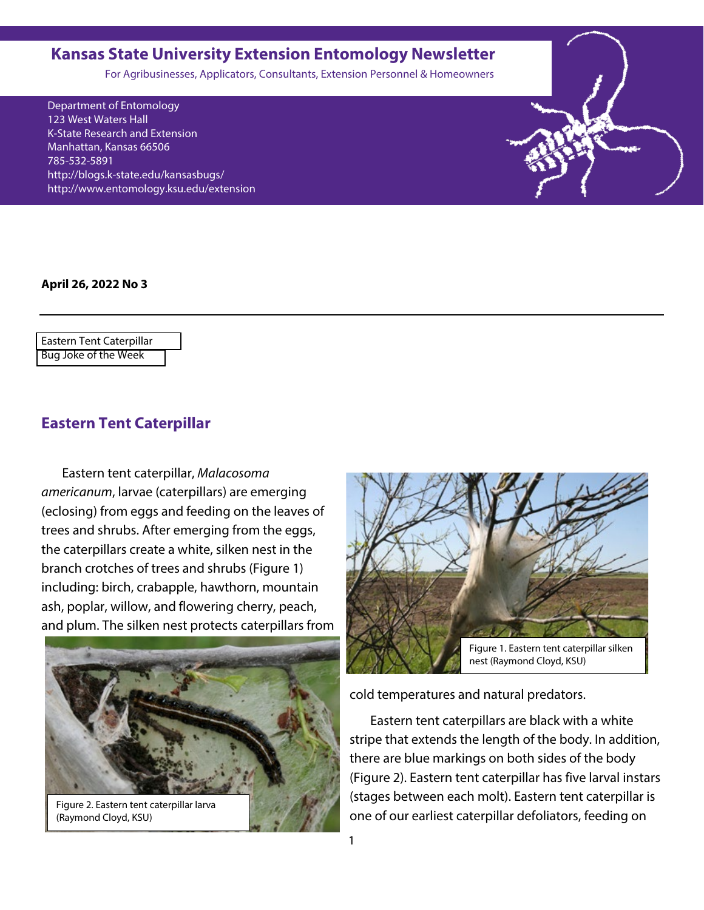# Kansas State University Extension Entomology Newsletter

For Agribusinesses, Applicators, Consultants, Extension Personnel & Homeowners

Department of Entomology
123 West Waters Hall
K-State Research and Extension
Manhattan, Kansas 66506
785-532-5891
http://blogs.k-state.edu/kansasbugs/
http://www.entomology.ksu.edu/extension

**April 26, 2022 No 3**

---

Eastern Tent Caterpillar
Bug Joke of the Week

## Eastern Tent Caterpillar

Eastern tent caterpillar, *Malacosoma americanum*, larvae (caterpillars) are emerging (eclosing) from eggs and feeding on the leaves of trees and shrubs. After emerging from the eggs, the caterpillars create a white, silken nest in the branch crotches of trees and shrubs (Figure 1) including: birch, crabapple, hawthorn, mountain ash, poplar, willow, and flowering cherry, peach, and plum. The silken nest protects caterpillars from cold temperatures and natural predators.

Figure 1. Eastern tent caterpillar silken nest (Raymond Cloyd, KSU)

Figure 2. Eastern tent caterpillar larva (Raymond Cloyd, KSU)

Eastern tent caterpillars are black with a white stripe that extends the length of the body. In addition, there are blue markings on both sides of the body (Figure 2). Eastern tent caterpillar has five larval instars (stages between each molt). Eastern tent caterpillar is one of our earliest caterpillar defoliators, feeding on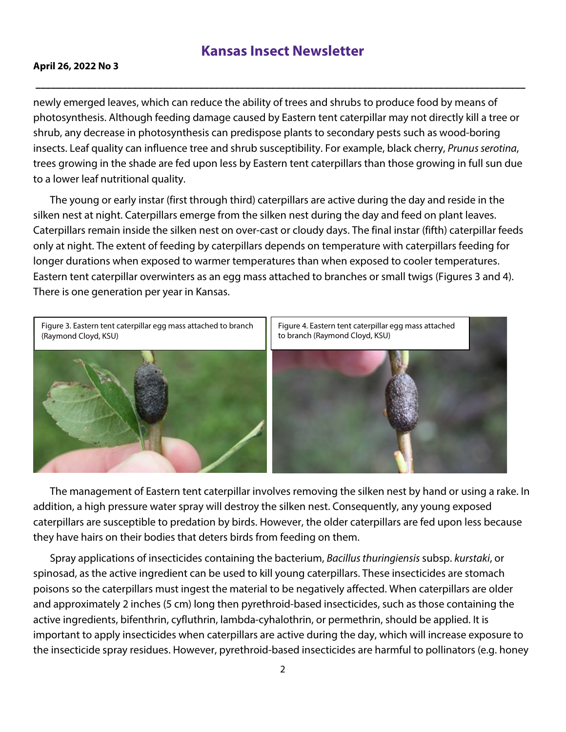newly emerged leaves, which can reduce the ability of trees and shrubs to produce food by means of photosynthesis. Although feeding damage caused by Eastern tent caterpillar may not directly kill a tree or shrub, any decrease in photosynthesis can predispose plants to secondary pests such as wood-boring insects. Leaf quality can influence tree and shrub susceptibility. For example, black cherry, *Prunus serotina*, trees growing in the shade are fed upon less by Eastern tent caterpillars than those growing in full sun due to a lower leaf nutritional quality.

The young or early instar (first through third) caterpillars are active during the day and reside in the silken nest at night. Caterpillars emerge from the silken nest during the day and feed on plant leaves. Caterpillars remain inside the silken nest on over-cast or cloudy days. The final instar (fifth) caterpillar feeds only at night. The extent of feeding by caterpillars depends on temperature with caterpillars feeding for longer durations when exposed to warmer temperatures than when exposed to cooler temperatures. Eastern tent caterpillar overwinters as an egg mass attached to branches or small twigs (Figures 3 and 4). There is one generation per year in Kansas.

Figure 3. Eastern tent caterpillar egg mass attached to branch (Raymond Cloyd, KSU)

Figure 4. Eastern tent caterpillar egg mass attached to branch (Raymond Cloyd, KSU)

The management of Eastern tent caterpillar involves removing the silken nest by hand or using a rake. In addition, a high pressure water spray will destroy the silken nest. Consequently, any young exposed caterpillars are susceptible to predation by birds. However, the older caterpillars are fed upon less because they have hairs on their bodies that deters birds from feeding on them.

Spray applications of insecticides containing the bacterium, *Bacillus thuringiensis* subsp. *kurstaki*, or spinosad, as the active ingredient can be used to kill young caterpillars. These insecticides are stomach poisons so the caterpillars must ingest the material to be negatively affected. When caterpillars are older and approximately 2 inches (5 cm) long then pyrethroid-based insecticides, such as those containing the active ingredients, bifenthrin, cyfluthrin, lambda-cyhalothrin, or permethrin, should be applied. It is important to apply insecticides when caterpillars are active during the day, which will increase exposure to the insecticide spray residues. However, pyrethroid-based insecticides are harmful to pollinators (e.g. honey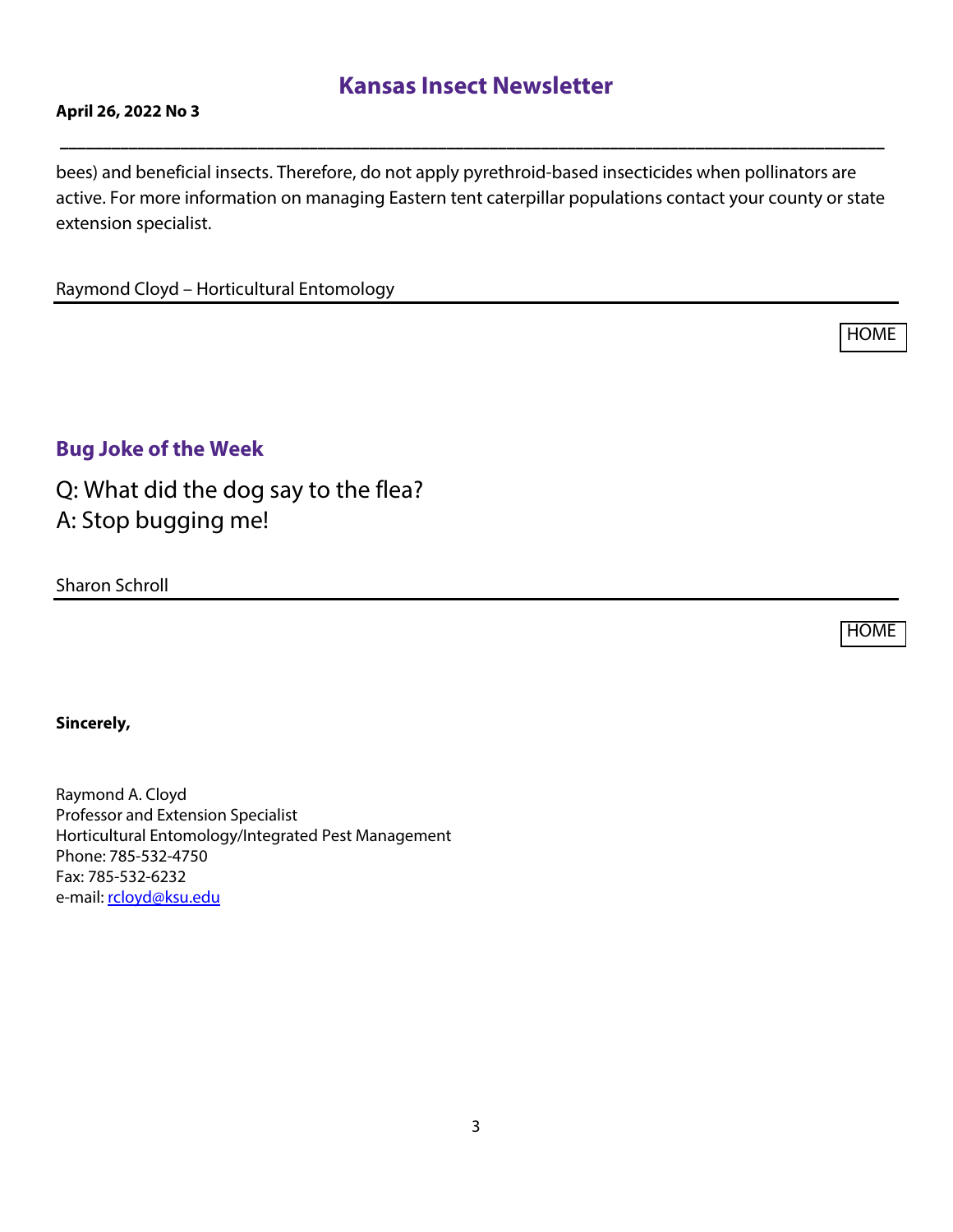bees) and beneficial insects. Therefore, do not apply pyrethroid-based insecticides when pollinators are active. For more information on managing Eastern tent caterpillar populations contact your county or state extension specialist.

Raymond Cloyd – Horticultural Entomology

---

HOME

## Bug Joke of the Week

Q: What did the dog say to the flea?
A: Stop bugging me!

Sharon Schroll

---

HOME

**Sincerely,**

Raymond A. Cloyd
Professor and Extension Specialist
Horticultural Entomology/Integrated Pest Management
Phone: 785-532-4750
Fax: 785-532-6232
e-mail: rcloyd@ksu.edu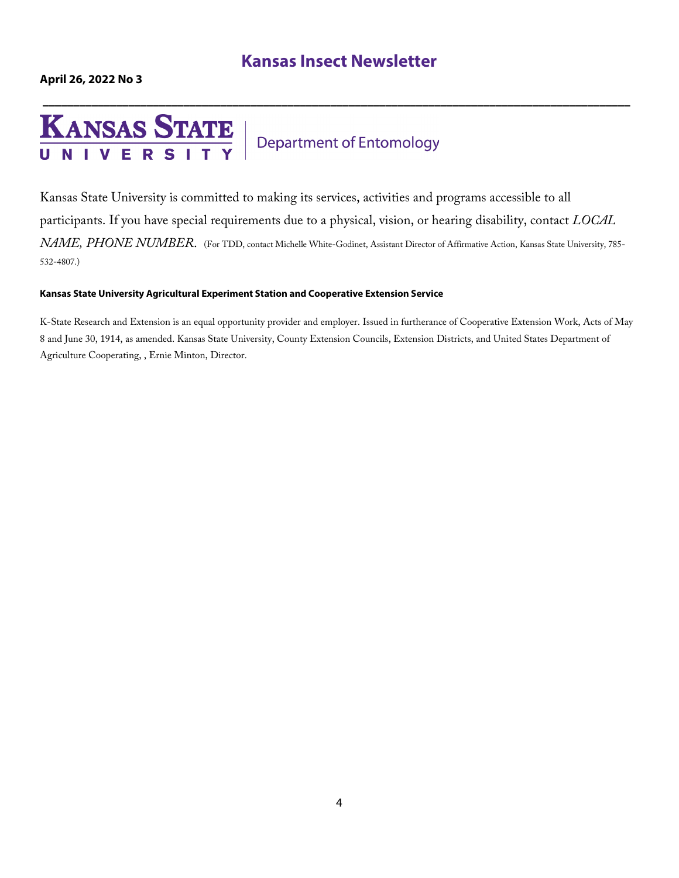Kansas State University Department of Entomology

Kansas State University is committed to making its services, activities and programs accessible to all participants. If you have special requirements due to a physical, vision, or hearing disability, contact *LOCAL NAME, PHONE NUMBER*. (For TDD, contact Michelle White-Godinet, Assistant Director of Affirmative Action, Kansas State University, 785-532-4807.)

**Kansas State University Agricultural Experiment Station and Cooperative Extension Service**

K-State Research and Extension is an equal opportunity provider and employer. Issued in furtherance of Cooperative Extension Work, Acts of May 8 and June 30, 1914, as amended. Kansas State University, County Extension Councils, Extension Districts, and United States Department of Agriculture Cooperating, , Ernie Minton, Director.